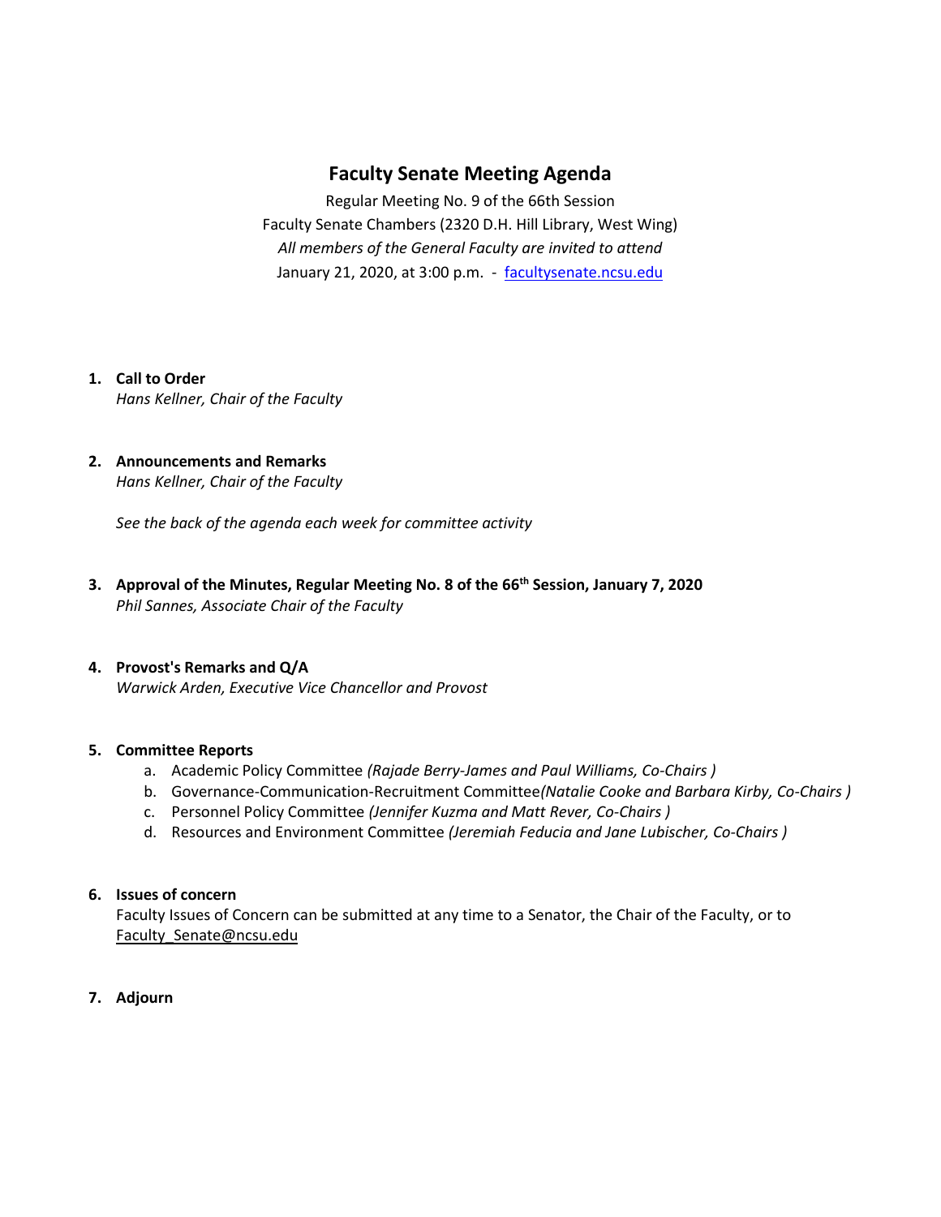# Faculty Senate Meeting Agenda

Regular Meeting No. 9 of the 66th Session
Faculty Senate Chambers (2320 D.H. Hill Library, West Wing)
*All members of the General Faculty are invited to attend*
January 21, 2020, at 3:00 p.m. - facultysenate.ncsu.edu

1. **Call to Order**
   *Hans Kellner, Chair of the Faculty*

2. **Announcements and Remarks**
   *Hans Kellner, Chair of the Faculty*

   *See the back of the agenda each week for committee activity*

3. **Approval of the Minutes, Regular Meeting No. 8 of the 66th Session, January 7, 2020**
   *Phil Sannes, Associate Chair of the Faculty*

4. **Provost's Remarks and Q/A**
   *Warwick Arden, Executive Vice Chancellor and Provost*

5. **Committee Reports**
   a. Academic Policy Committee *(Rajade Berry-James and Paul Williams, Co-Chairs )*
   b. Governance-Communication-Recruitment Committee*(Natalie Cooke and Barbara Kirby, Co-Chairs )*
   c. Personnel Policy Committee *(Jennifer Kuzma and Matt Rever, Co-Chairs )*
   d. Resources and Environment Committee *(Jeremiah Feducia and Jane Lubischer, Co-Chairs )*

6. **Issues of concern**
   Faculty Issues of Concern can be submitted at any time to a Senator, the Chair of the Faculty, or to Faculty_Senate@ncsu.edu

7. **Adjourn**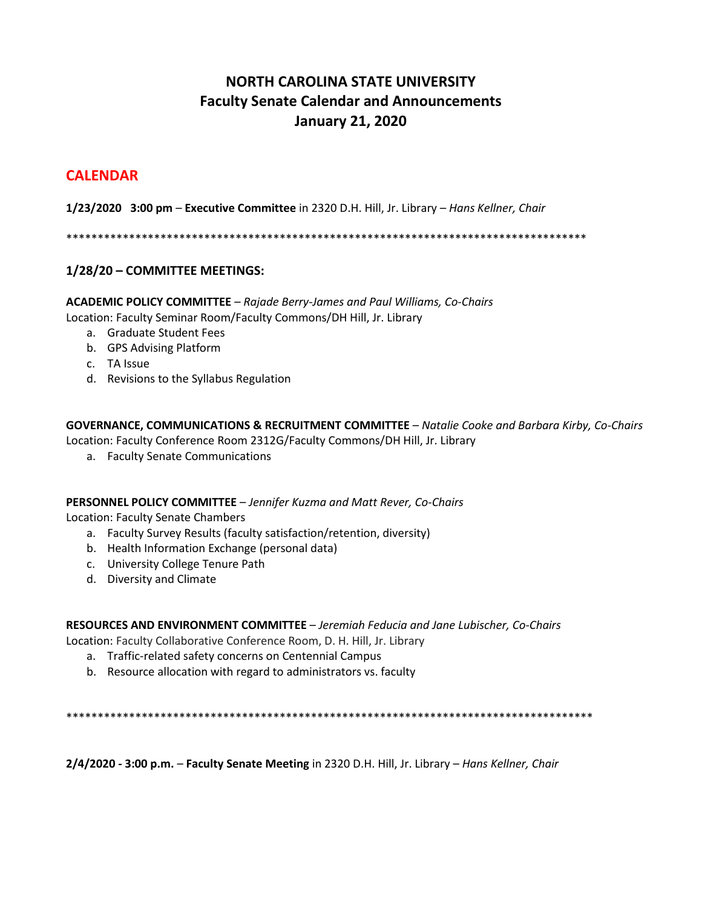# NORTH CAROLINA STATE UNIVERSITY
# Faculty Senate Calendar and Announcements
# January 21, 2020

## CALENDAR

**1/23/2020 3:00 pm** – **Executive Committee** in 2320 D.H. Hill, Jr. Library – *Hans Kellner, Chair*

*************************************************************************************

### 1/28/20 – COMMITTEE MEETINGS:

**ACADEMIC POLICY COMMITTEE** – *Rajade Berry-James and Paul Williams, Co-Chairs*
Location: Faculty Seminar Room/Faculty Commons/DH Hill, Jr. Library

a. Graduate Student Fees
b. GPS Advising Platform
c. TA Issue
d. Revisions to the Syllabus Regulation

**GOVERNANCE, COMMUNICATIONS & RECRUITMENT COMMITTEE** – *Natalie Cooke and Barbara Kirby, Co-Chairs*
Location: Faculty Conference Room 2312G/Faculty Commons/DH Hill, Jr. Library

a. Faculty Senate Communications

**PERSONNEL POLICY COMMITTEE** – *Jennifer Kuzma and Matt Rever, Co-Chairs*
Location: Faculty Senate Chambers

a. Faculty Survey Results (faculty satisfaction/retention, diversity)
b. Health Information Exchange (personal data)
c. University College Tenure Path
d. Diversity and Climate

**RESOURCES AND ENVIRONMENT COMMITTEE** – *Jeremiah Feducia and Jane Lubischer, Co-Chairs*
Location: Faculty Collaborative Conference Room, D. H. Hill, Jr. Library

a. Traffic-related safety concerns on Centennial Campus
b. Resource allocation with regard to administrators vs. faculty

*************************************************************************************

**2/4/2020 - 3:00 p.m.** – **Faculty Senate Meeting** in 2320 D.H. Hill, Jr. Library – *Hans Kellner, Chair*